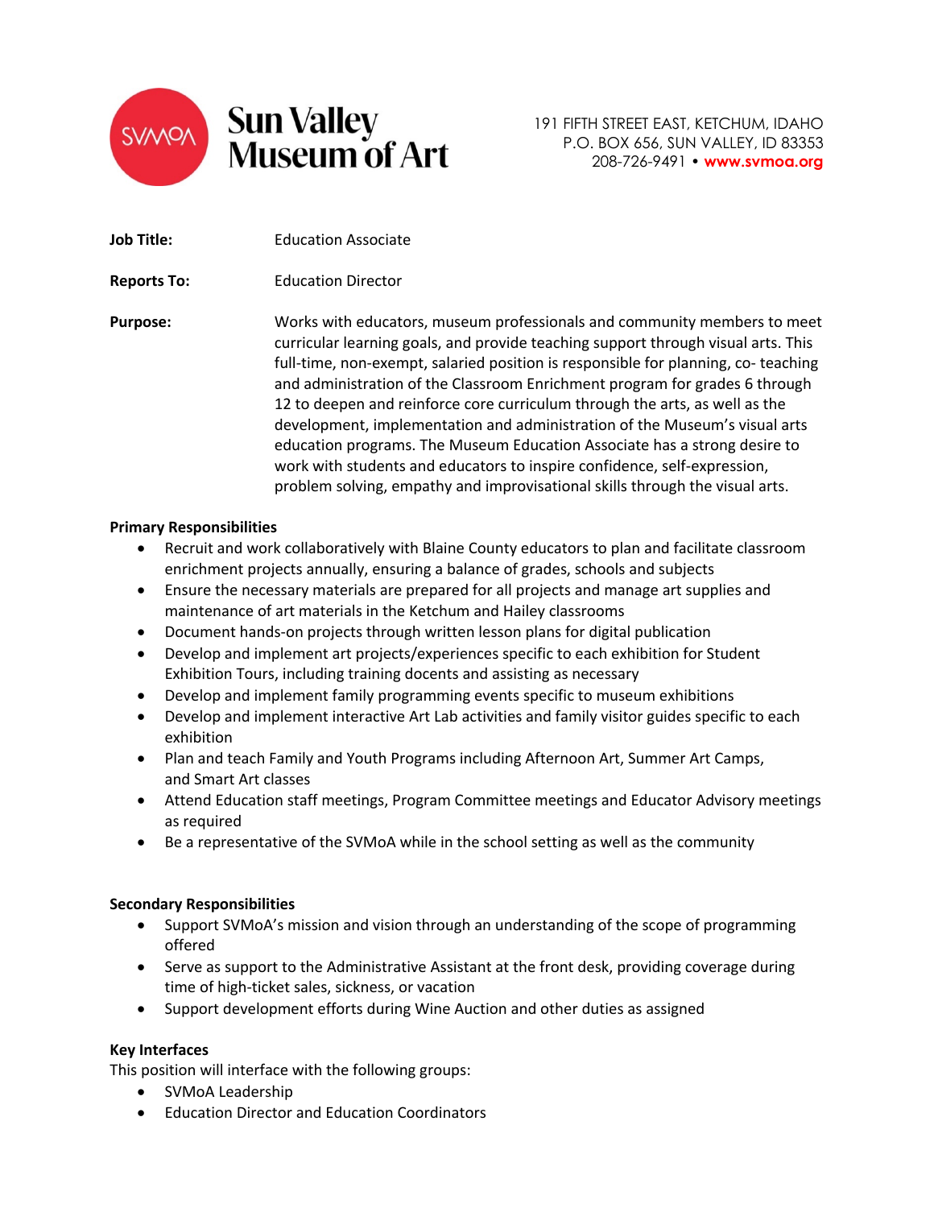**Sun Valley Museum of Art**

191 FIFTH STREET EAST, KETCHUM, IDAHO
P.O. BOX 656, SUN VALLEY, ID 83353
208-726-9491 • www.svmoa.org

**Job Title:** Education Associate

**Reports To:** Education Director

**Purpose:** Works with educators, museum professionals and community members to meet curricular learning goals, and provide teaching support through visual arts. This full-time, non-exempt, salaried position is responsible for planning, co- teaching and administration of the Classroom Enrichment program for grades 6 through 12 to deepen and reinforce core curriculum through the arts, as well as the development, implementation and administration of the Museum's visual arts education programs. The Museum Education Associate has a strong desire to work with students and educators to inspire confidence, self-expression, problem solving, empathy and improvisational skills through the visual arts.

**Primary Responsibilities**

- Recruit and work collaboratively with Blaine County educators to plan and facilitate classroom enrichment projects annually, ensuring a balance of grades, schools and subjects
- Ensure the necessary materials are prepared for all projects and manage art supplies and maintenance of art materials in the Ketchum and Hailey classrooms
- Document hands-on projects through written lesson plans for digital publication
- Develop and implement art projects/experiences specific to each exhibition for Student Exhibition Tours, including training docents and assisting as necessary
- Develop and implement family programming events specific to museum exhibitions
- Develop and implement interactive Art Lab activities and family visitor guides specific to each exhibition
- Plan and teach Family and Youth Programs including Afternoon Art, Summer Art Camps, and Smart Art classes
- Attend Education staff meetings, Program Committee meetings and Educator Advisory meetings as required
- Be a representative of the SVMoA while in the school setting as well as the community

**Secondary Responsibilities**

- Support SVMoA's mission and vision through an understanding of the scope of programming offered
- Serve as support to the Administrative Assistant at the front desk, providing coverage during time of high-ticket sales, sickness, or vacation
- Support development efforts during Wine Auction and other duties as assigned

**Key Interfaces**

This position will interface with the following groups:

- SVMoA Leadership
- Education Director and Education Coordinators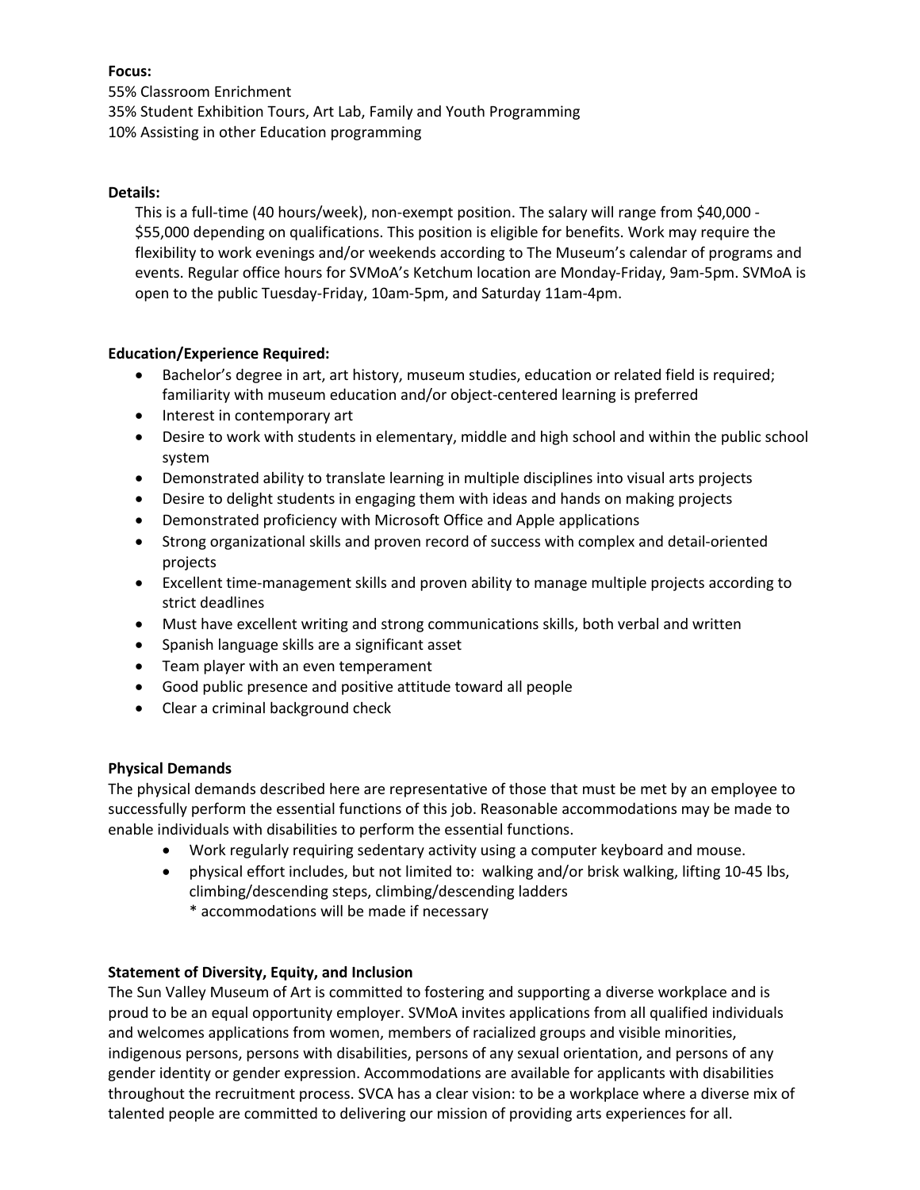**Focus:**
55% Classroom Enrichment
35% Student Exhibition Tours, Art Lab, Family and Youth Programming
10% Assisting in other Education programming

**Details:**

This is a full-time (40 hours/week), non-exempt position. The salary will range from $40,000 - $55,000 depending on qualifications. This position is eligible for benefits. Work may require the flexibility to work evenings and/or weekends according to The Museum's calendar of programs and events. Regular office hours for SVMoA's Ketchum location are Monday-Friday, 9am-5pm. SVMoA is open to the public Tuesday-Friday, 10am-5pm, and Saturday 11am-4pm.

**Education/Experience Required:**

- Bachelor's degree in art, art history, museum studies, education or related field is required; familiarity with museum education and/or object-centered learning is preferred
- Interest in contemporary art
- Desire to work with students in elementary, middle and high school and within the public school system
- Demonstrated ability to translate learning in multiple disciplines into visual arts projects
- Desire to delight students in engaging them with ideas and hands on making projects
- Demonstrated proficiency with Microsoft Office and Apple applications
- Strong organizational skills and proven record of success with complex and detail-oriented projects
- Excellent time-management skills and proven ability to manage multiple projects according to strict deadlines
- Must have excellent writing and strong communications skills, both verbal and written
- Spanish language skills are a significant asset
- Team player with an even temperament
- Good public presence and positive attitude toward all people
- Clear a criminal background check

**Physical Demands**

The physical demands described here are representative of those that must be met by an employee to successfully perform the essential functions of this job. Reasonable accommodations may be made to enable individuals with disabilities to perform the essential functions.

- Work regularly requiring sedentary activity using a computer keyboard and mouse.
- physical effort includes, but not limited to: walking and/or brisk walking, lifting 10-45 lbs, climbing/descending steps, climbing/descending ladders
  * accommodations will be made if necessary

**Statement of Diversity, Equity, and Inclusion**

The Sun Valley Museum of Art is committed to fostering and supporting a diverse workplace and is proud to be an equal opportunity employer. SVMoA invites applications from all qualified individuals and welcomes applications from women, members of racialized groups and visible minorities, indigenous persons, persons with disabilities, persons of any sexual orientation, and persons of any gender identity or gender expression. Accommodations are available for applicants with disabilities throughout the recruitment process. SVCA has a clear vision: to be a workplace where a diverse mix of talented people are committed to delivering our mission of providing arts experiences for all.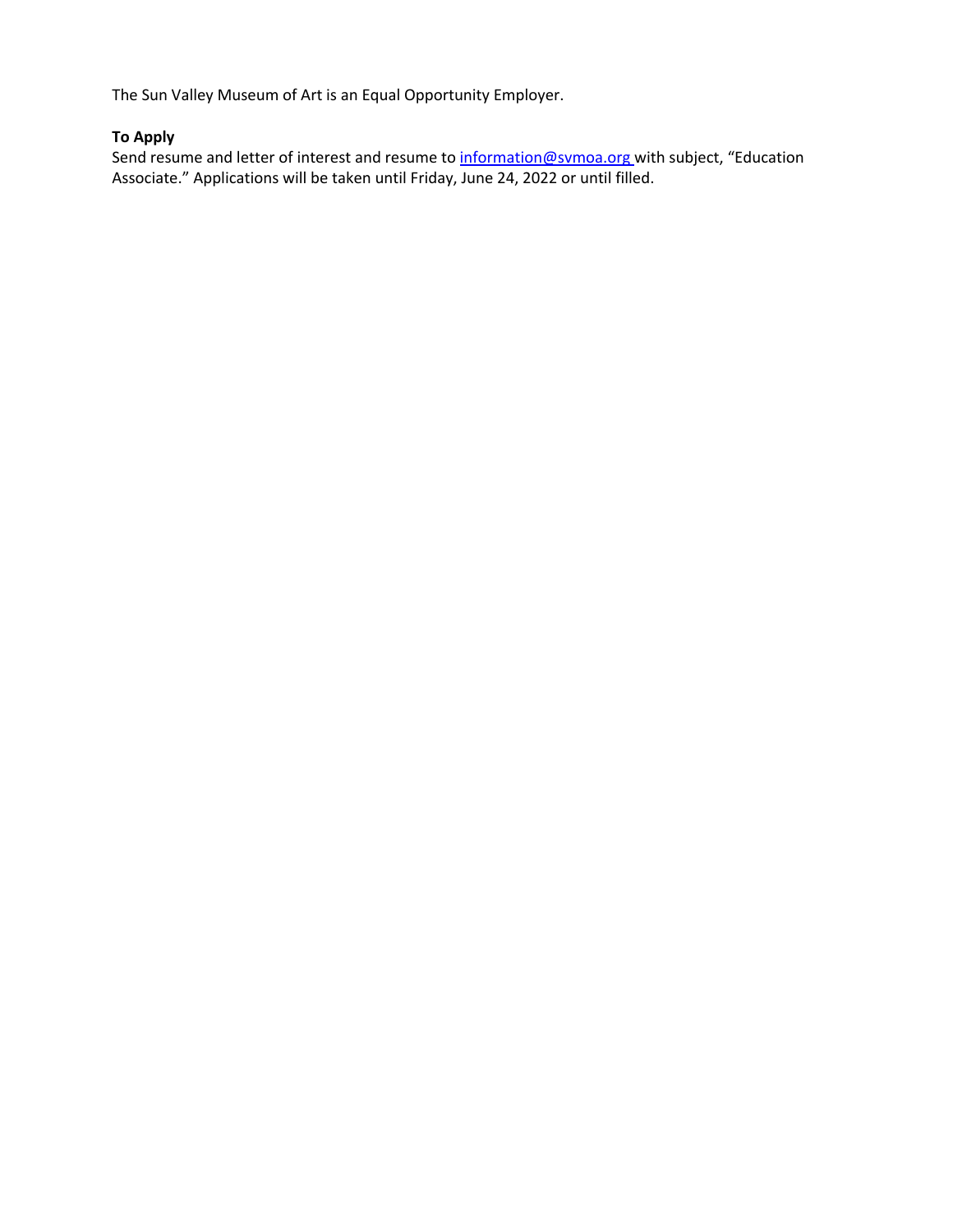The Sun Valley Museum of Art is an Equal Opportunity Employer.

**To Apply**

Send resume and letter of interest and resume to information@svmoa.org with subject, "Education Associate." Applications will be taken until Friday, June 24, 2022 or until filled.